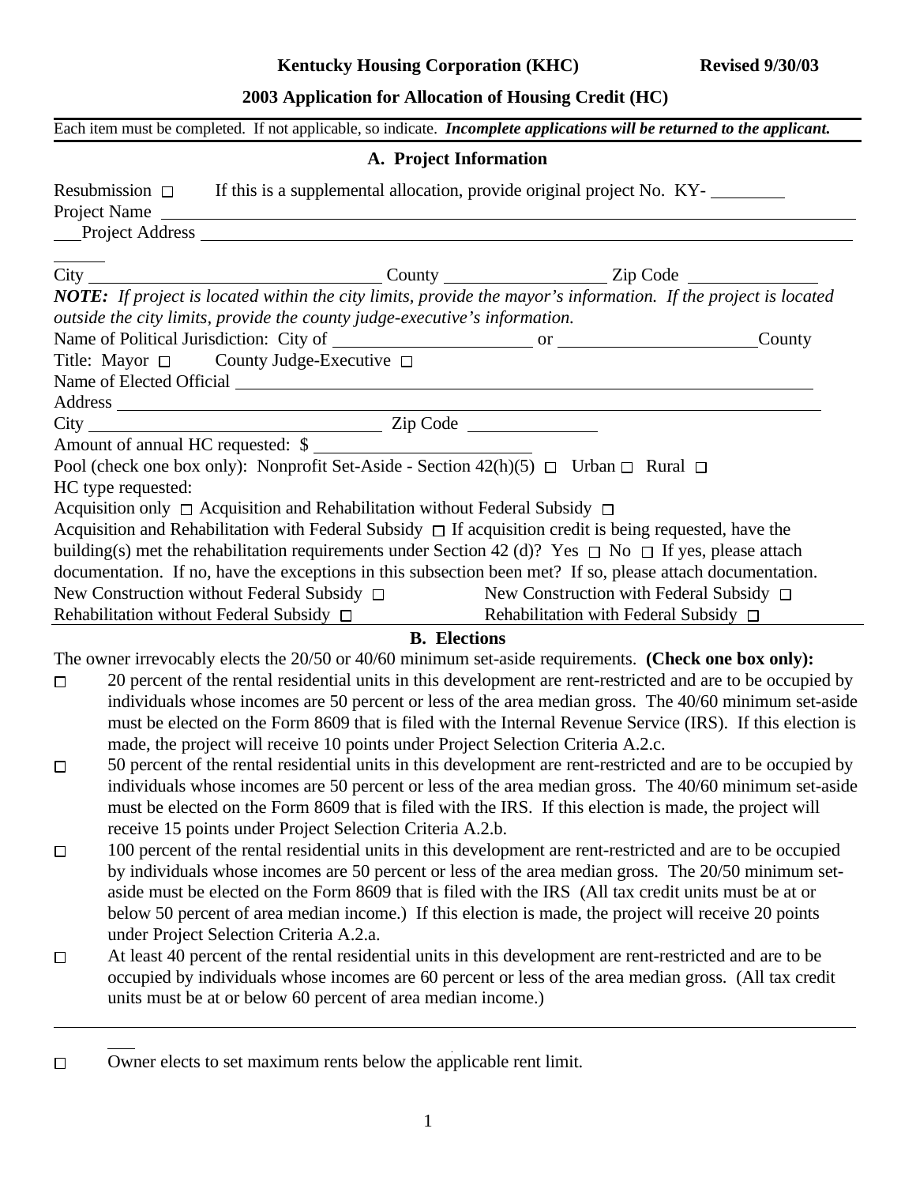**Kentucky Housing Corporation (KHC)** **Revised 9/30/03**

**2003 Application for Allocation of Housing Credit (HC)**

Each item must be completed. If not applicable, so indicate. ***Incomplete applications will be returned to the applicant.***

## A. Project Information

Resubmission ☐ If this is a supplemental allocation, provide original project No. KY- ________

Project Name ______________________________________________

Project Address ______________________________________________

City ____________________ County ____________________ Zip Code ____________

***NOTE:*** *If project is located within the city limits, provide the mayor's information. If the project is located outside the city limits, provide the county judge-executive's information.*

Name of Political Jurisdiction: City of ____________________ or ____________________County

Title: Mayor ☐ County Judge-Executive ☐

Name of Elected Official ______________________________________________

Address ______________________________________________

City ____________________ Zip Code ____________

Amount of annual HC requested: $ ____________________

Pool (check one box only): Nonprofit Set-Aside - Section 42(h)(5) ☐ Urban ☐ Rural ☐

HC type requested:

Acquisition only ☐ Acquisition and Rehabilitation without Federal Subsidy ☐

Acquisition and Rehabilitation with Federal Subsidy ☐ If acquisition credit is being requested, have the building(s) met the rehabilitation requirements under Section 42 (d)? Yes ☐ No ☐ If yes, please attach documentation. If no, have the exceptions in this subsection been met? If so, please attach documentation.

New Construction without Federal Subsidy ☐ New Construction with Federal Subsidy ☐

Rehabilitation without Federal Subsidy ☐ Rehabilitation with Federal Subsidy ☐

## B. Elections

The owner irrevocably elects the 20/50 or 40/60 minimum set-aside requirements. **(Check one box only):**

☐ 20 percent of the rental residential units in this development are rent-restricted and are to be occupied by individuals whose incomes are 50 percent or less of the area median gross. The 40/60 minimum set-aside must be elected on the Form 8609 that is filed with the Internal Revenue Service (IRS). If this election is made, the project will receive 10 points under Project Selection Criteria A.2.c.

☐ 50 percent of the rental residential units in this development are rent-restricted and are to be occupied by individuals whose incomes are 50 percent or less of the area median gross. The 40/60 minimum set-aside must be elected on the Form 8609 that is filed with the IRS. If this election is made, the project will receive 15 points under Project Selection Criteria A.2.b.

☐ 100 percent of the rental residential units in this development are rent-restricted and are to be occupied by individuals whose incomes are 50 percent or less of the area median gross. The 20/50 minimum set-aside must be elected on the Form 8609 that is filed with the IRS (All tax credit units must be at or below 50 percent of area median income.) If this election is made, the project will receive 20 points under Project Selection Criteria A.2.a.

☐ At least 40 percent of the rental residential units in this development are rent-restricted and are to be occupied by individuals whose incomes are 60 percent or less of the area median gross. (All tax credit units must be at or below 60 percent of area median income.)

☐ Owner elects to set maximum rents below the applicable rent limit.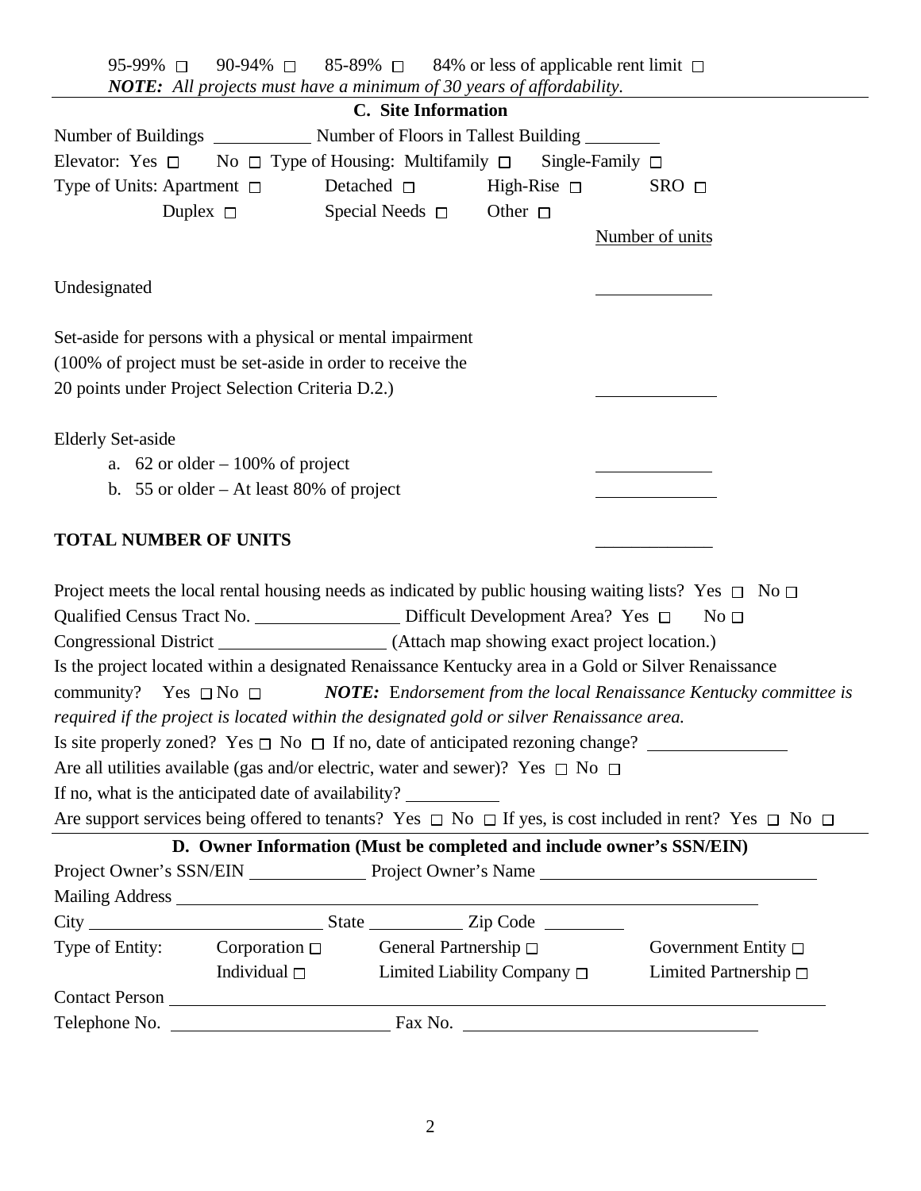95-99% ☐  90-94% ☐  85-89% ☐  84% or less of applicable rent limit ☐

***NOTE:** All projects must have a minimum of 30 years of affordability.*

### C. Site Information

Number of Buildings ___________ Number of Floors in Tallest Building ________

Elevator: Yes ☐  No ☐ Type of Housing: Multifamily ☐  Single-Family ☐

Type of Units: Apartment ☐  Detached ☐  High-Rise ☐  SRO ☐

Duplex ☐  Special Needs ☐  Other ☐

| | Number of units |
|---|---|
| Undesignated | ____________ |
| Set-aside for persons with a physical or mental impairment (100% of project must be set-aside in order to receive the 20 points under Project Selection Criteria D.2.) | ____________ |
| Elderly Set-aside | |
| a. 62 or older – 100% of project | ____________ |
| b. 55 or older – At least 80% of project | ____________ |
| **TOTAL NUMBER OF UNITS** | ____________ |

Project meets the local rental housing needs as indicated by public housing waiting lists? Yes ☐ No ☐

Qualified Census Tract No. ________________ Difficult Development Area? Yes ☐ No ☐

Congressional District __________________ (Attach map showing exact project location.)

Is the project located within a designated Renaissance Kentucky area in a Gold or Silver Renaissance community? Yes ☐ No ☐ ***NOTE:** Endorsement from the local Renaissance Kentucky committee is required if the project is located within the designated gold or silver Renaissance area.*

Is site properly zoned? Yes ☐ No ☐ If no, date of anticipated rezoning change? _______________

Are all utilities available (gas and/or electric, water and sewer)? Yes ☐ No ☐

If no, what is the anticipated date of availability? __________

Are support services being offered to tenants? Yes ☐ No ☐ If yes, is cost included in rent? Yes ☐ No ☐

### D. Owner Information (Must be completed and include owner's SSN/EIN)

Project Owner's SSN/EIN ____________ Project Owner's Name ______________________________

Mailing Address ______________________________________________________________

City _________________________ State __________ Zip Code _________

Type of Entity: Corporation ☐  General Partnership ☐  Government Entity ☐

Individual ☐  Limited Liability Company ☐  Limited Partnership ☐

Contact Person ______________________________________________________________

Telephone No. ________________________ Fax No. ________________________________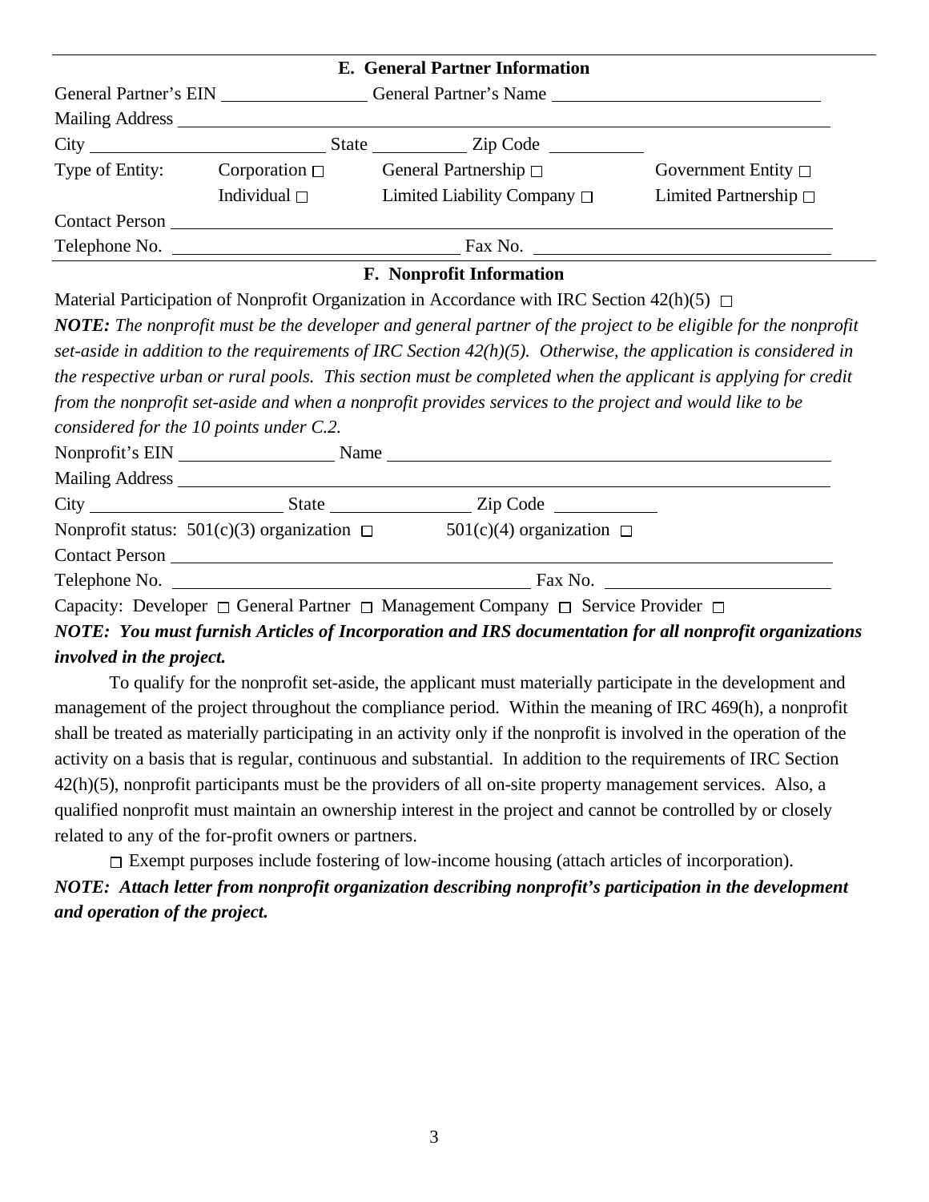## E. General Partner Information

General Partner's EIN ________________ General Partner's Name ______________________________

Mailing Address ______________________________________________________________

City __________________________ State __________ Zip Code __________

| Type of Entity: | Corporation ☐ | General Partnership ☐ | Government Entity ☐ |
|---|---|---|---|
| | Individual ☐ | Limited Liability Company ☐ | Limited Partnership ☐ |

Contact Person ______________________________________________________________

Telephone No. ______________________________ Fax No. ______________________________

## F. Nonprofit Information

Material Participation of Nonprofit Organization in Accordance with IRC Section 42(h)(5) ☐

***NOTE:*** *The nonprofit must be the developer and general partner of the project to be eligible for the nonprofit set-aside in addition to the requirements of IRC Section 42(h)(5). Otherwise, the application is considered in the respective urban or rural pools. This section must be completed when the applicant is applying for credit from the nonprofit set-aside and when a nonprofit provides services to the project and would like to be considered for the 10 points under C.2.*

Nonprofit's EIN ________________ Name ______________________________________________

Mailing Address ______________________________________________________________

City ____________________ State _______________ Zip Code ___________

Nonprofit status: 501(c)(3) organization ☐ 501(c)(4) organization ☐

Contact Person ______________________________________________________________

Telephone No. ______________________________________ Fax No. ________________________

Capacity: Developer ☐ General Partner ☐ Management Company ☐ Service Provider ☐

***NOTE: You must furnish Articles of Incorporation and IRS documentation for all nonprofit organizations involved in the project.***

To qualify for the nonprofit set-aside, the applicant must materially participate in the development and management of the project throughout the compliance period. Within the meaning of IRC 469(h), a nonprofit shall be treated as materially participating in an activity only if the nonprofit is involved in the operation of the activity on a basis that is regular, continuous and substantial. In addition to the requirements of IRC Section 42(h)(5), nonprofit participants must be the providers of all on-site property management services. Also, a qualified nonprofit must maintain an ownership interest in the project and cannot be controlled by or closely related to any of the for-profit owners or partners.

☐ Exempt purposes include fostering of low-income housing (attach articles of incorporation).

***NOTE: Attach letter from nonprofit organization describing nonprofit's participation in the development and operation of the project.***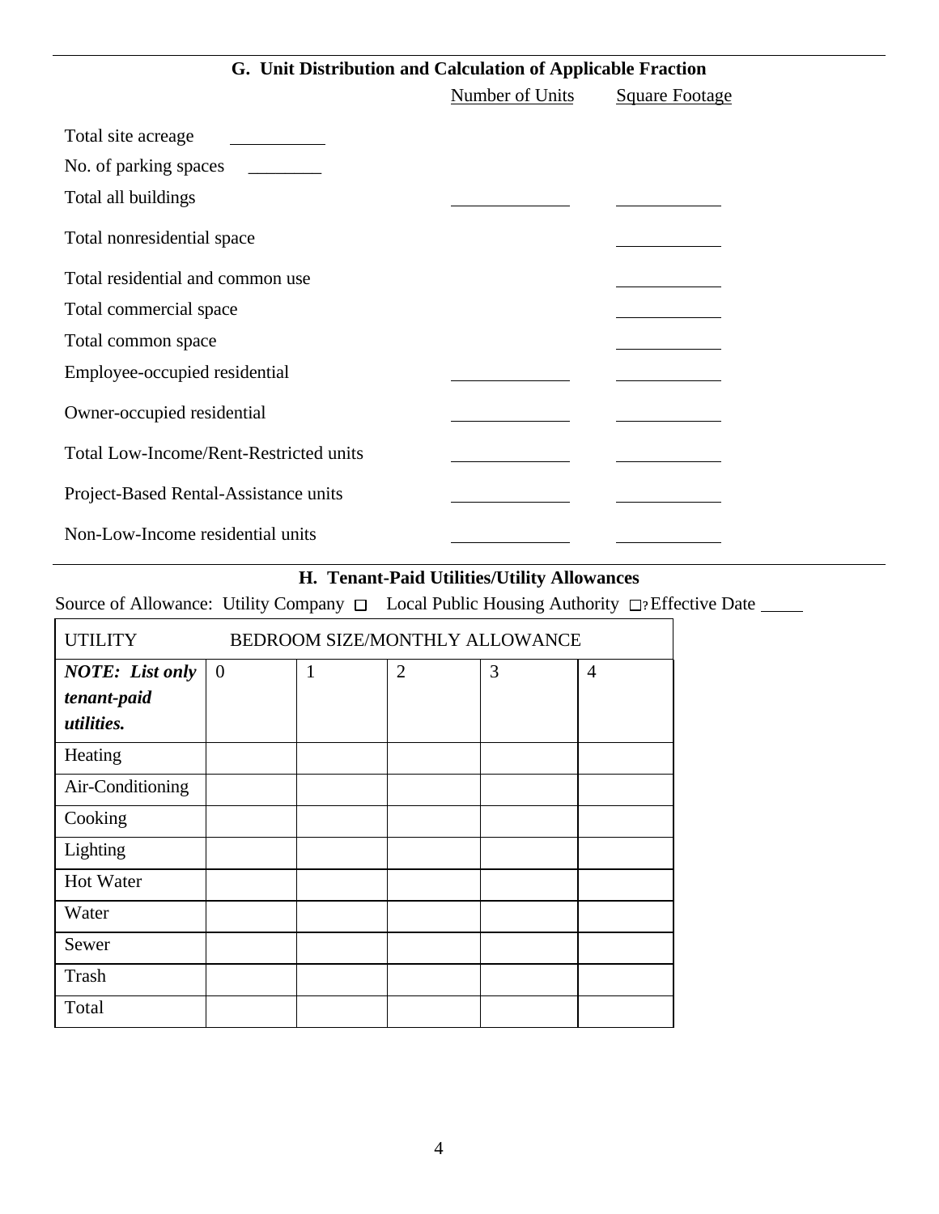## G. Unit Distribution and Calculation of Applicable Fraction

| | Number of Units | Square Footage |
|---|---|---|
| Total site acreage ________ | | |
| No. of parking spaces ________ | | |
| Total all buildings | ________ | ________ |
| Total nonresidential space | | ________ |
| Total residential and common use | | ________ |
| Total commercial space | | ________ |
| Total common space | | ________ |
| Employee-occupied residential | ________ | ________ |
| Owner-occupied residential | ________ | ________ |
| Total Low-Income/Rent-Restricted units | ________ | ________ |
| Project-Based Rental-Assistance units | ________ | ________ |
| Non-Low-Income residential units | ________ | ________ |

## H. Tenant-Paid Utilities/Utility Allowances

Source of Allowance: Utility Company ☐ Local Public Housing Authority ☐ Effective Date _____

| UTILITY | BEDROOM SIZE/MONTHLY ALLOWANCE | | | | |
|---|---|---|---|---|---|
| ***NOTE: List only tenant-paid utilities.*** | 0 | 1 | 2 | 3 | 4 |
| Heating | | | | | |
| Air-Conditioning | | | | | |
| Cooking | | | | | |
| Lighting | | | | | |
| Hot Water | | | | | |
| Water | | | | | |
| Sewer | | | | | |
| Trash | | | | | |
| Total | | | | | |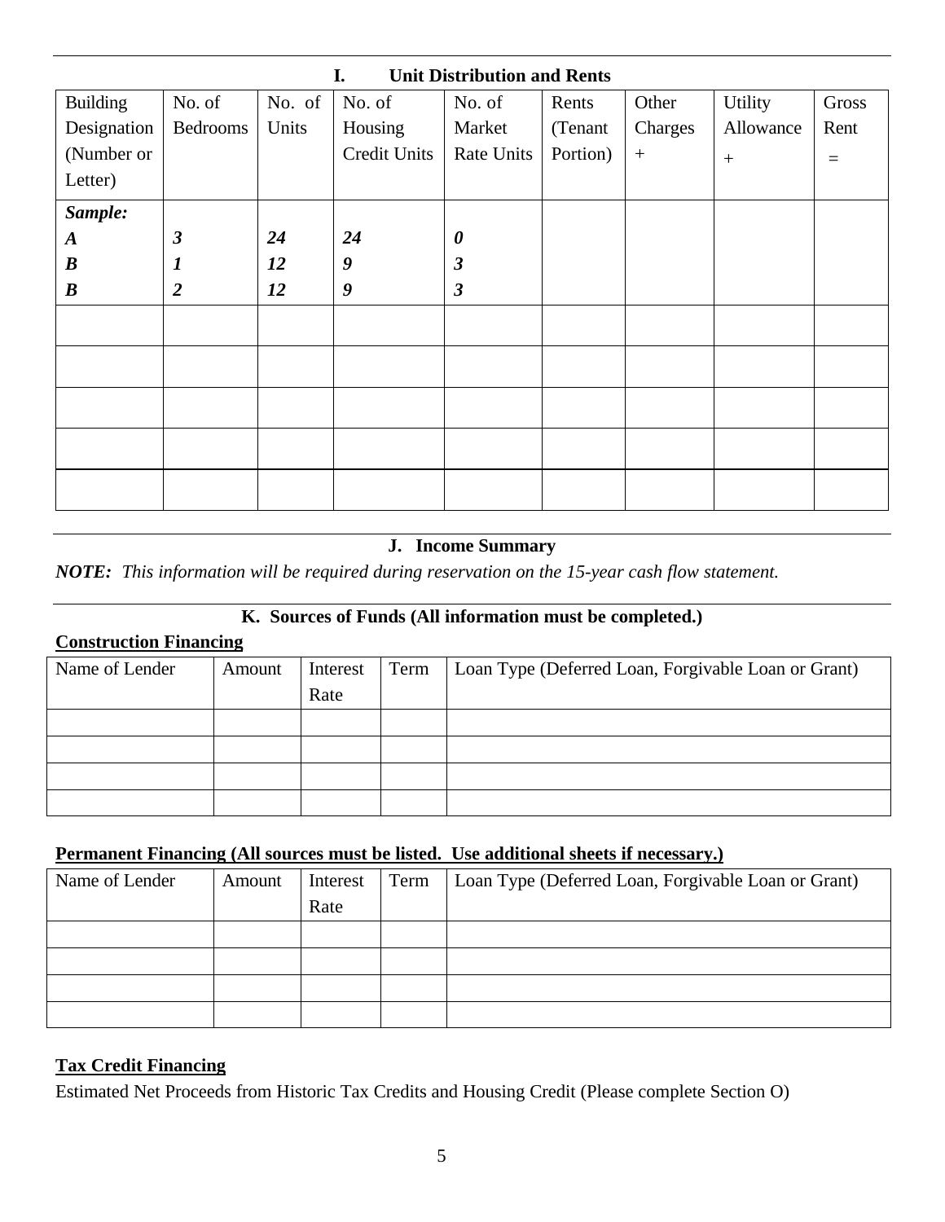## I. Unit Distribution and Rents

| Building Designation (Number or Letter) | No. of Bedrooms | No. of Units | No. of Housing Credit Units | No. of Market Rate Units | Rents (Tenant Portion) | Other Charges + | Utility Allowance + | Gross Rent = |
|---|---|---|---|---|---|---|---|---|
| ***Sample:*** | | | | | | | | |
| ***A*** | ***3*** | ***24*** | ***24*** | ***0*** | | | | |
| ***B*** | ***1*** | ***12*** | ***9*** | ***3*** | | | | |
| ***B*** | ***2*** | ***12*** | ***9*** | ***3*** | | | | |
| | | | | | | | | |
| | | | | | | | | |
| | | | | | | | | |
| | | | | | | | | |
| | | | | | | | | |

## J. Income Summary

***NOTE:*** *This information will be required during reservation on the 15-year cash flow statement.*

## K. Sources of Funds (All information must be completed.)

**Construction Financing**

| Name of Lender | Amount | Interest Rate | Term | Loan Type (Deferred Loan, Forgivable Loan or Grant) |
|---|---|---|---|---|
| | | | | |
| | | | | |
| | | | | |
| | | | | |

**Permanent Financing (All sources must be listed. Use additional sheets if necessary.)**

| Name of Lender | Amount | Interest Rate | Term | Loan Type (Deferred Loan, Forgivable Loan or Grant) |
|---|---|---|---|---|
| | | | | |
| | | | | |
| | | | | |
| | | | | |

**Tax Credit Financing**

Estimated Net Proceeds from Historic Tax Credits and Housing Credit (Please complete Section O)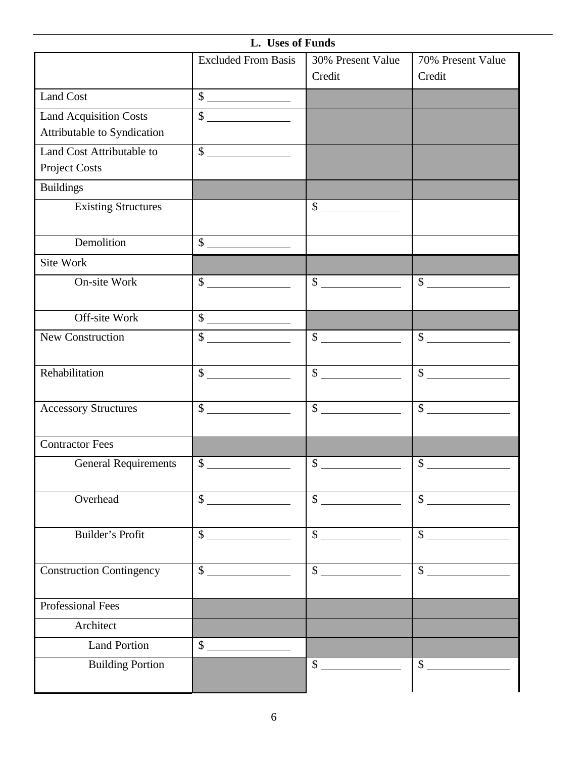### L. Uses of Funds

| | Excluded From Basis | 30% Present Value Credit | 70% Present Value Credit |
|---|---|---|---|
| Land Cost | $ ______________ | | |
| Land Acquisition Costs Attributable to Syndication | $ ______________ | | |
| Land Cost Attributable to Project Costs | $ ______________ | | |
| Buildings | | | |
| Existing Structures | | $ ______________ | |
| Demolition | $ ______________ | | |
| Site Work | | | |
| On-site Work | $ ______________ | $ ______________ | $ ______________ |
| Off-site Work | $ ______________ | | |
| New Construction | $ ______________ | $ ______________ | $ ______________ |
| Rehabilitation | $ ______________ | $ ______________ | $ ______________ |
| Accessory Structures | $ ______________ | $ ______________ | $ ______________ |
| Contractor Fees | | | |
| General Requirements | $ ______________ | $ ______________ | $ ______________ |
| Overhead | $ ______________ | $ ______________ | $ ______________ |
| Builder's Profit | $ ______________ | $ ______________ | $ ______________ |
| Construction Contingency | $ ______________ | $ ______________ | $ ______________ |
| Professional Fees | | | |
| Architect | | | |
| Land Portion | $ ______________ | | |
| Building Portion | | $ ______________ | $ ______________ |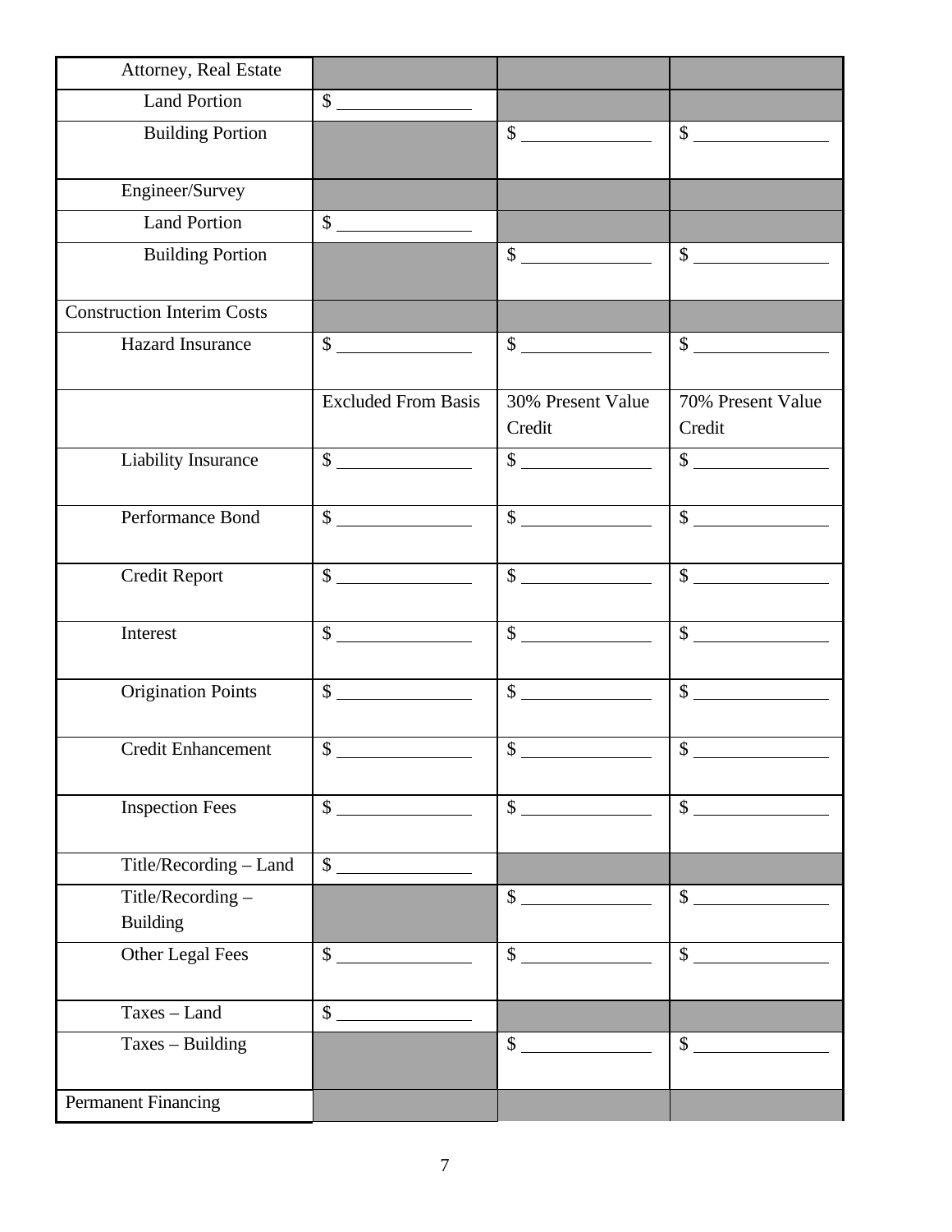| Attorney, Real Estate | | | |
|---|---|---|---|
| Land Portion | $ _______ | | |
| Building Portion | | $ _______ | $ _______ |
| Engineer/Survey | | | |
| Land Portion | $ _______ | | |
| Building Portion | | $ _______ | $ _______ |
| Construction Interim Costs | | | |
| Hazard Insurance | $ _______ | $ _______ | $ _______ |
| | Excluded From Basis | 30% Present Value Credit | 70% Present Value Credit |
| Liability Insurance | $ _______ | $ _______ | $ _______ |
| Performance Bond | $ _______ | $ _______ | $ _______ |
| Credit Report | $ _______ | $ _______ | $ _______ |
| Interest | $ _______ | $ _______ | $ _______ |
| Origination Points | $ _______ | $ _______ | $ _______ |
| Credit Enhancement | $ _______ | $ _______ | $ _______ |
| Inspection Fees | $ _______ | $ _______ | $ _______ |
| Title/Recording – Land | $ _______ | | |
| Title/Recording – Building | | $ _______ | $ _______ |
| Other Legal Fees | $ _______ | $ _______ | $ _______ |
| Taxes – Land | $ _______ | | |
| Taxes – Building | | $ _______ | $ _______ |
| Permanent Financing | | | |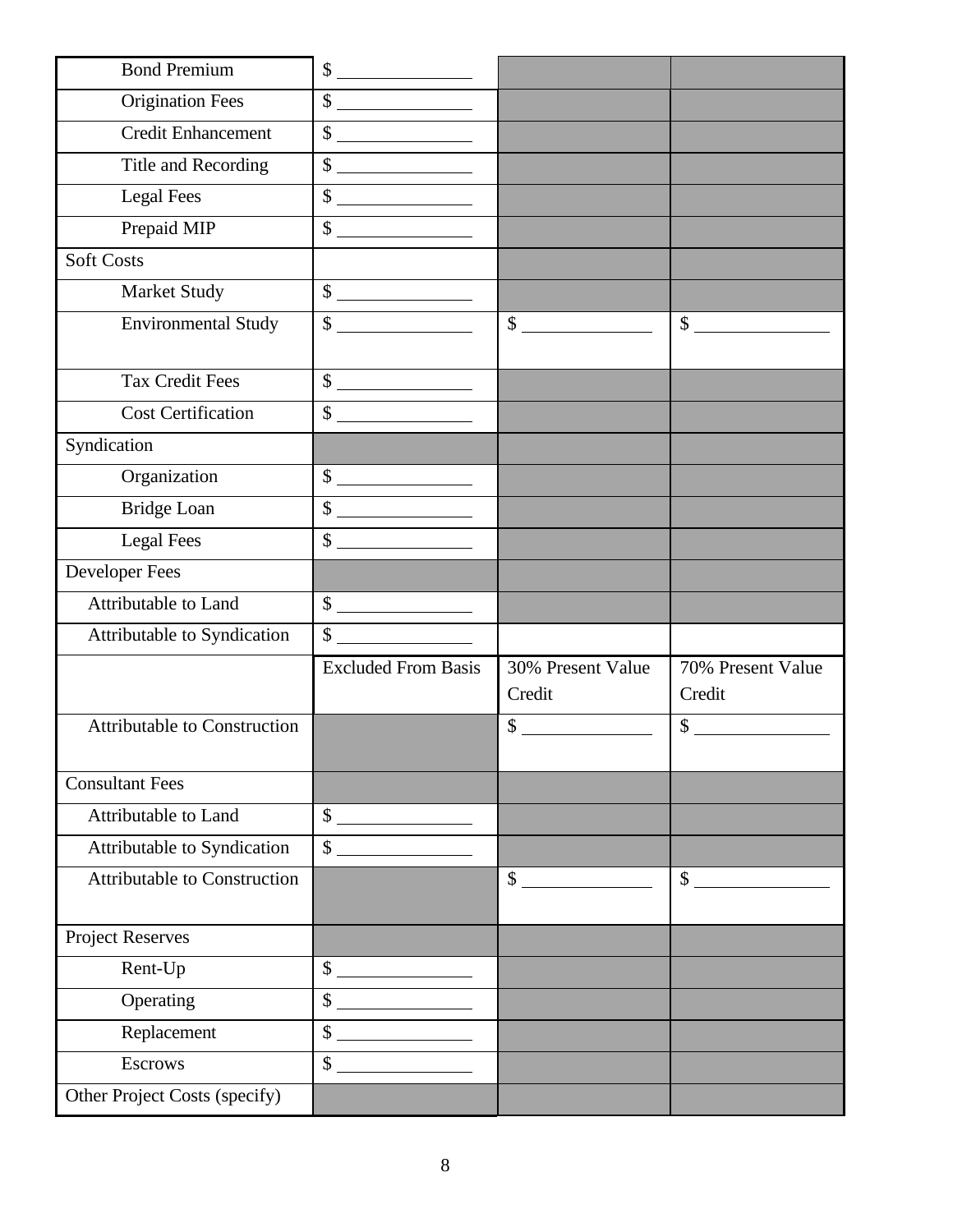| | | | |
|---|---|---|---|
| Bond Premium | $ ______________ | | |
| Origination Fees | $ ______________ | | |
| Credit Enhancement | $ ______________ | | |
| Title and Recording | $ ______________ | | |
| Legal Fees | $ ______________ | | |
| Prepaid MIP | $ ______________ | | |
| Soft Costs | | | |
| Market Study | $ ______________ | | |
| Environmental Study | $ ______________ | $ ______________ | $ ______________ |
| Tax Credit Fees | $ ______________ | | |
| Cost Certification | $ ______________ | | |
| Syndication | | | |
| Organization | $ ______________ | | |
| Bridge Loan | $ ______________ | | |
| Legal Fees | $ ______________ | | |
| Developer Fees | | | |
| Attributable to Land | $ ______________ | | |
| Attributable to Syndication | $ ______________ | | |
| | Excluded From Basis | 30% Present Value Credit | 70% Present Value Credit |
| Attributable to Construction | | $ ______________ | $ ______________ |
| Consultant Fees | | | |
| Attributable to Land | $ ______________ | | |
| Attributable to Syndication | $ ______________ | | |
| Attributable to Construction | | $ ______________ | $ ______________ |
| Project Reserves | | | |
| Rent-Up | $ ______________ | | |
| Operating | $ ______________ | | |
| Replacement | $ ______________ | | |
| Escrows | $ ______________ | | |
| Other Project Costs (specify) | | | |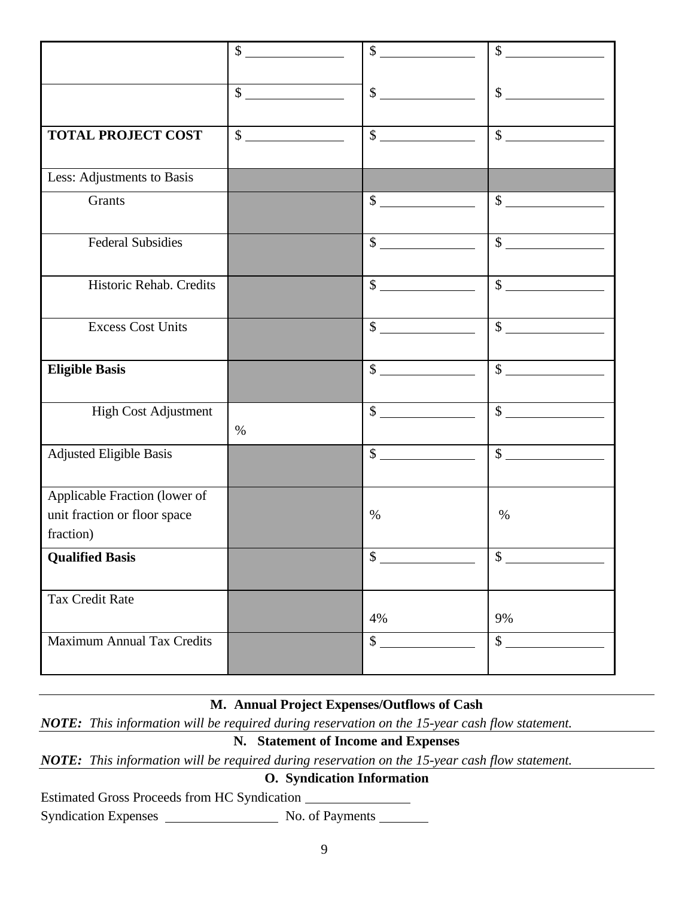| | | | |
|---|---|---|---|
| | $ ____________ | $ ____________ | $ ____________ |
| | $ ____________ | $ ____________ | $ ____________ |
| **TOTAL PROJECT COST** | $ ____________ | $ ____________ | $ ____________ |
| Less: Adjustments to Basis | | | |
| Grants | | $ ____________ | $ ____________ |
| Federal Subsidies | | $ ____________ | $ ____________ |
| Historic Rehab. Credits | | $ ____________ | $ ____________ |
| Excess Cost Units | | $ ____________ | $ ____________ |
| **Eligible Basis** | | $ ____________ | $ ____________ |
| High Cost Adjustment | % | $ ____________ | $ ____________ |
| Adjusted Eligible Basis | | $ ____________ | $ ____________ |
| Applicable Fraction (lower of unit fraction or floor space fraction) | | % | % |
| **Qualified Basis** | | $ ____________ | $ ____________ |
| Tax Credit Rate | | 4% | 9% |
| Maximum Annual Tax Credits | | $ ____________ | $ ____________ |

## M. Annual Project Expenses/Outflows of Cash

***NOTE:*** *This information will be required during reservation on the 15-year cash flow statement.*

## N. Statement of Income and Expenses

***NOTE:*** *This information will be required during reservation on the 15-year cash flow statement.*

## O. Syndication Information

Estimated Gross Proceeds from HC Syndication ______________

Syndication Expenses ______________ No. of Payments ________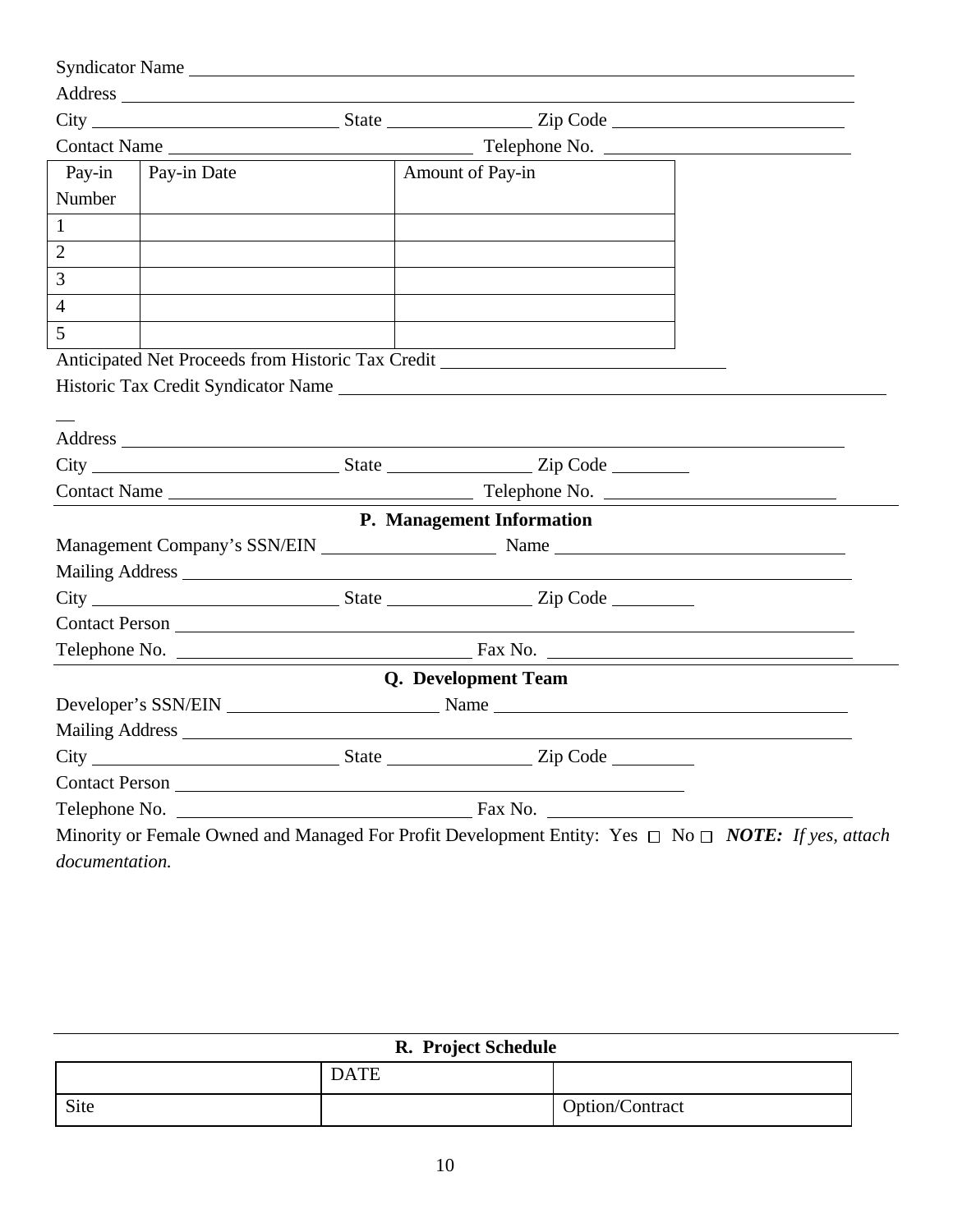Syndicator Name \_\_\_\_\_\_\_\_\_\_\_\_\_\_\_\_\_\_\_\_\_\_\_\_\_\_\_\_\_\_\_\_\_\_\_\_\_\_\_\_\_\_\_\_\_\_\_\_\_\_\_\_

Address \_\_\_\_\_\_\_\_\_\_\_\_\_\_\_\_\_\_\_\_\_\_\_\_\_\_\_\_\_\_\_\_\_\_\_\_\_\_\_\_\_\_\_\_\_\_\_\_\_\_\_\_\_\_\_\_

City \_\_\_\_\_\_\_\_\_\_\_\_\_\_\_\_\_\_ State \_\_\_\_\_\_\_\_\_\_ Zip Code \_\_\_\_\_\_\_\_\_\_\_\_\_\_\_\_\_

Contact Name \_\_\_\_\_\_\_\_\_\_\_\_\_\_\_\_\_\_\_\_\_\_\_ Telephone No. \_\_\_\_\_\_\_\_\_\_\_\_\_\_\_\_\_\_

| Pay-in Number | Pay-in Date | Amount of Pay-in |
|---|---|---|
| 1 | | |
| 2 | | |
| 3 | | |
| 4 | | |
| 5 | | |

Anticipated Net Proceeds from Historic Tax Credit \_\_\_\_\_\_\_\_\_\_\_\_\_\_\_\_\_\_\_\_\_\_

Historic Tax Credit Syndicator Name \_\_\_\_\_\_\_\_\_\_\_\_\_\_\_\_\_\_\_\_\_\_\_\_\_\_\_\_\_\_\_\_\_\_\_\_\_\_\_\_\_\_

Address \_\_\_\_\_\_\_\_\_\_\_\_\_\_\_\_\_\_\_\_\_\_\_\_\_\_\_\_\_\_\_\_\_\_\_\_\_\_\_\_\_\_\_\_\_\_\_\_\_\_\_\_\_\_\_\_

City \_\_\_\_\_\_\_\_\_\_\_\_\_\_\_\_\_\_ State \_\_\_\_\_\_\_\_\_\_ Zip Code \_\_\_\_\_\_

Contact Name \_\_\_\_\_\_\_\_\_\_\_\_\_\_\_\_\_\_\_\_\_\_\_ Telephone No. \_\_\_\_\_\_\_\_\_\_\_\_\_\_\_\_\_\_

## P. Management Information

Management Company's SSN/EIN \_\_\_\_\_\_\_\_\_\_\_\_\_\_ Name \_\_\_\_\_\_\_\_\_\_\_\_\_\_\_\_\_\_\_\_\_\_

Mailing Address \_\_\_\_\_\_\_\_\_\_\_\_\_\_\_\_\_\_\_\_\_\_\_\_\_\_\_\_\_\_\_\_\_\_\_\_\_\_\_\_\_\_\_\_\_\_\_\_\_\_\_

City \_\_\_\_\_\_\_\_\_\_\_\_\_\_\_\_\_\_ State \_\_\_\_\_\_\_\_\_\_ Zip Code \_\_\_\_\_\_

Contact Person \_\_\_\_\_\_\_\_\_\_\_\_\_\_\_\_\_\_\_\_\_\_\_\_\_\_\_\_\_\_\_\_\_\_\_\_\_\_\_\_\_\_\_\_\_\_\_\_\_\_\_\_

Telephone No. \_\_\_\_\_\_\_\_\_\_\_\_\_\_\_\_\_\_\_\_\_\_\_ Fax No. \_\_\_\_\_\_\_\_\_\_\_\_\_\_\_\_\_\_\_\_\_\_\_\_

## Q. Development Team

Developer's SSN/EIN \_\_\_\_\_\_\_\_\_\_\_\_\_\_\_\_\_ Name \_\_\_\_\_\_\_\_\_\_\_\_\_\_\_\_\_\_\_\_\_\_\_\_\_\_\_\_

Mailing Address \_\_\_\_\_\_\_\_\_\_\_\_\_\_\_\_\_\_\_\_\_\_\_\_\_\_\_\_\_\_\_\_\_\_\_\_\_\_\_\_\_\_\_\_\_\_\_\_\_\_\_

City \_\_\_\_\_\_\_\_\_\_\_\_\_\_\_\_\_\_ State \_\_\_\_\_\_\_\_\_\_ Zip Code \_\_\_\_\_\_

Contact Person \_\_\_\_\_\_\_\_\_\_\_\_\_\_\_\_\_\_\_\_\_\_\_\_\_\_\_\_\_\_\_\_\_\_\_\_\_\_\_\_\_\_

Telephone No. \_\_\_\_\_\_\_\_\_\_\_\_\_\_\_\_\_\_\_\_\_\_\_ Fax No. \_\_\_\_\_\_\_\_\_\_\_\_\_\_\_\_\_\_\_\_\_\_\_\_

Minority or Female Owned and Managed For Profit Development Entity: Yes ☐ No ☐ ***NOTE:*** *If yes, attach documentation.*

## R. Project Schedule

| | DATE | |
|---|---|---|
| Site | | Option/Contract |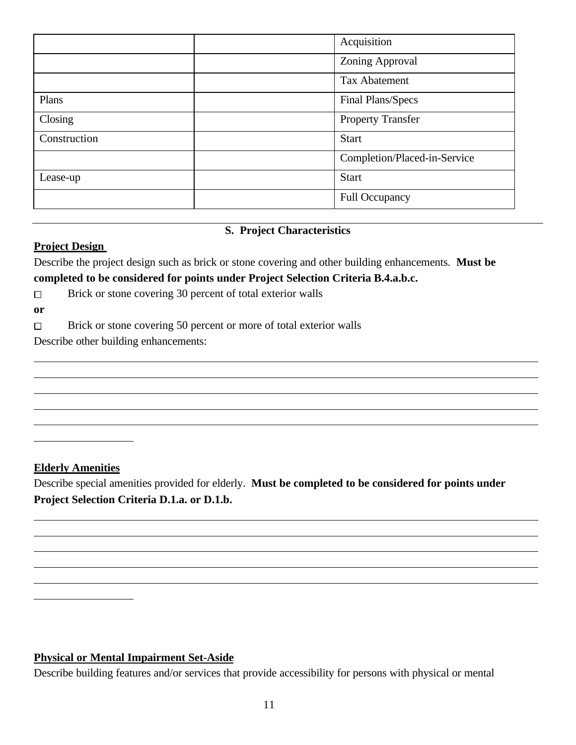| | | |
|---|---|---|
| | | Acquisition |
| | | Zoning Approval |
| | | Tax Abatement |
| Plans | | Final Plans/Specs |
| Closing | | Property Transfer |
| Construction | | Start |
| | | Completion/Placed-in-Service |
| Lease-up | | Start |
| | | Full Occupancy |

---

**S. Project Characteristics**

**Project Design**

Describe the project design such as brick or stone covering and other building enhancements. **Must be completed to be considered for points under Project Selection Criteria B.4.a.b.c.**

☐ Brick or stone covering 30 percent of total exterior walls

**or**

☐ Brick or stone covering 50 percent or more of total exterior walls

Describe other building enhancements:

_______________________________________________________________________________

_______________________________________________________________________________

_______________________________________________________________________________

_______________________________________________________________________________

_______________________________________________________________________________

__________________

**Elderly Amenities**

Describe special amenities provided for elderly. **Must be completed to be considered for points under Project Selection Criteria D.1.a. or D.1.b.**

_______________________________________________________________________________

_______________________________________________________________________________

_______________________________________________________________________________

_______________________________________________________________________________

_______________________________________________________________________________

__________________

**Physical or Mental Impairment Set-Aside**

Describe building features and/or services that provide accessibility for persons with physical or mental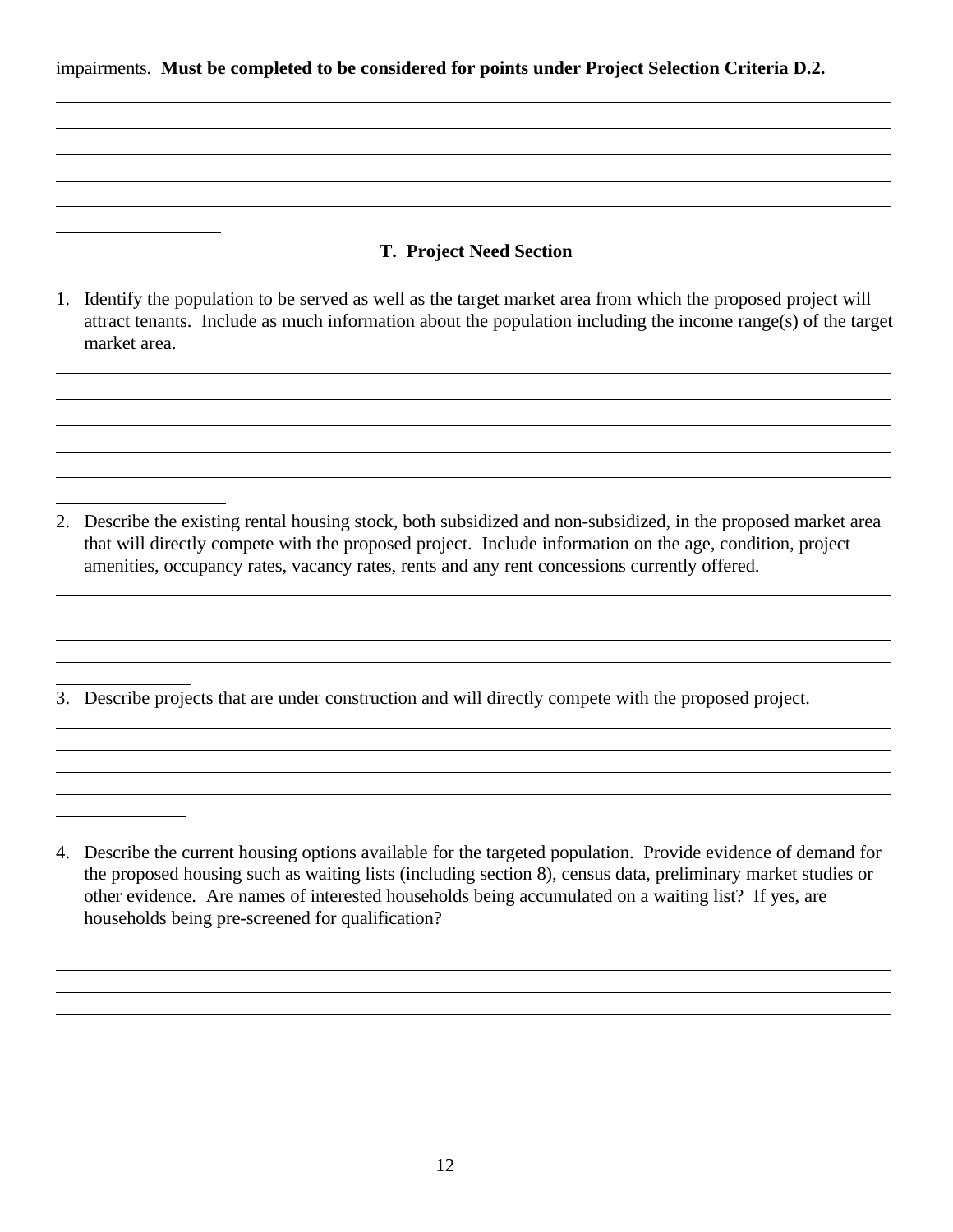impairments. **Must be completed to be considered for points under Project Selection Criteria D.2.**

## T. Project Need Section

1. Identify the population to be served as well as the target market area from which the proposed project will attract tenants. Include as much information about the population including the income range(s) of the target market area.

2. Describe the existing rental housing stock, both subsidized and non-subsidized, in the proposed market area that will directly compete with the proposed project. Include information on the age, condition, project amenities, occupancy rates, vacancy rates, rents and any rent concessions currently offered.

3. Describe projects that are under construction and will directly compete with the proposed project.

4. Describe the current housing options available for the targeted population. Provide evidence of demand for the proposed housing such as waiting lists (including section 8), census data, preliminary market studies or other evidence. Are names of interested households being accumulated on a waiting list? If yes, are households being pre-screened for qualification?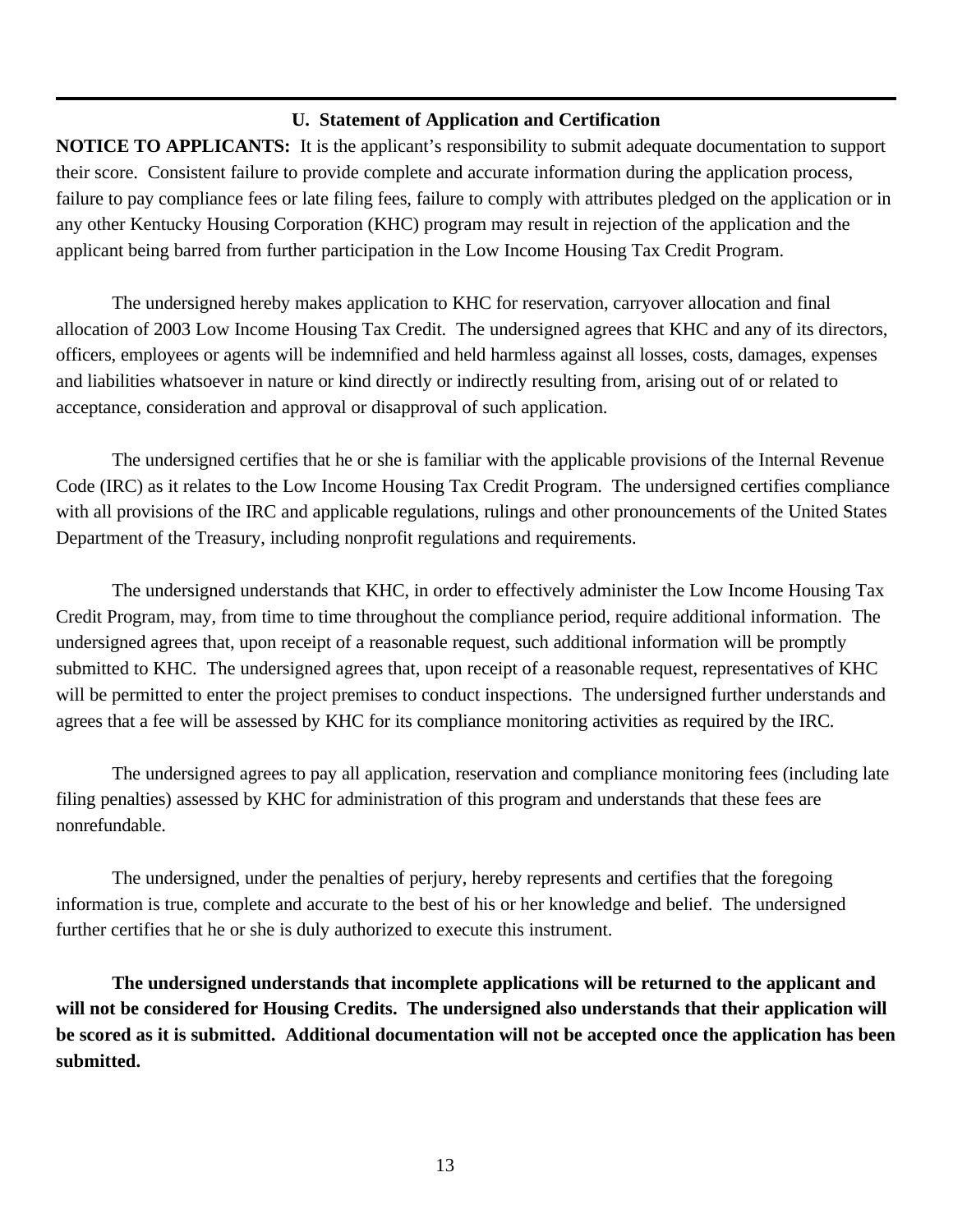## U. Statement of Application and Certification

**NOTICE TO APPLICANTS:** It is the applicant's responsibility to submit adequate documentation to support their score. Consistent failure to provide complete and accurate information during the application process, failure to pay compliance fees or late filing fees, failure to comply with attributes pledged on the application or in any other Kentucky Housing Corporation (KHC) program may result in rejection of the application and the applicant being barred from further participation in the Low Income Housing Tax Credit Program.

The undersigned hereby makes application to KHC for reservation, carryover allocation and final allocation of 2003 Low Income Housing Tax Credit. The undersigned agrees that KHC and any of its directors, officers, employees or agents will be indemnified and held harmless against all losses, costs, damages, expenses and liabilities whatsoever in nature or kind directly or indirectly resulting from, arising out of or related to acceptance, consideration and approval or disapproval of such application.

The undersigned certifies that he or she is familiar with the applicable provisions of the Internal Revenue Code (IRC) as it relates to the Low Income Housing Tax Credit Program. The undersigned certifies compliance with all provisions of the IRC and applicable regulations, rulings and other pronouncements of the United States Department of the Treasury, including nonprofit regulations and requirements.

The undersigned understands that KHC, in order to effectively administer the Low Income Housing Tax Credit Program, may, from time to time throughout the compliance period, require additional information. The undersigned agrees that, upon receipt of a reasonable request, such additional information will be promptly submitted to KHC. The undersigned agrees that, upon receipt of a reasonable request, representatives of KHC will be permitted to enter the project premises to conduct inspections. The undersigned further understands and agrees that a fee will be assessed by KHC for its compliance monitoring activities as required by the IRC.

The undersigned agrees to pay all application, reservation and compliance monitoring fees (including late filing penalties) assessed by KHC for administration of this program and understands that these fees are nonrefundable.

The undersigned, under the penalties of perjury, hereby represents and certifies that the foregoing information is true, complete and accurate to the best of his or her knowledge and belief. The undersigned further certifies that he or she is duly authorized to execute this instrument.

**The undersigned understands that incomplete applications will be returned to the applicant and will not be considered for Housing Credits. The undersigned also understands that their application will be scored as it is submitted. Additional documentation will not be accepted once the application has been submitted.**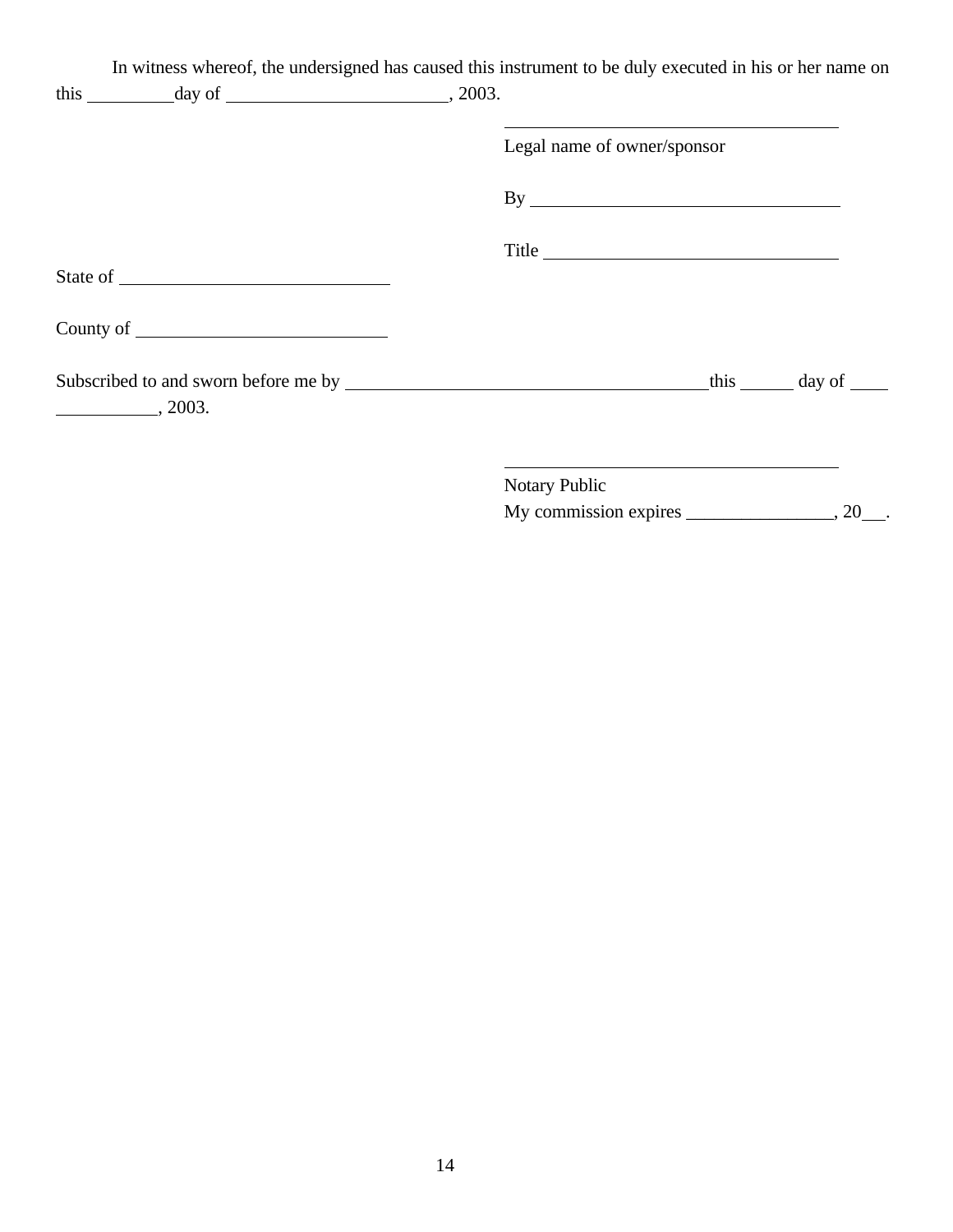In witness whereof, the undersigned has caused this instrument to be duly executed in his or her name on this __________ day of _________________________, 2003.

_______________________________________
Legal name of owner/sponsor

By ____________________________________

Title __________________________________

State of ______________________________

County of _____________________________

Subscribed to and sworn before me by ___________________________________________ this ______ day of ____ ___________, 2003.

_______________________________________
Notary Public
My commission expires ________________, 20___.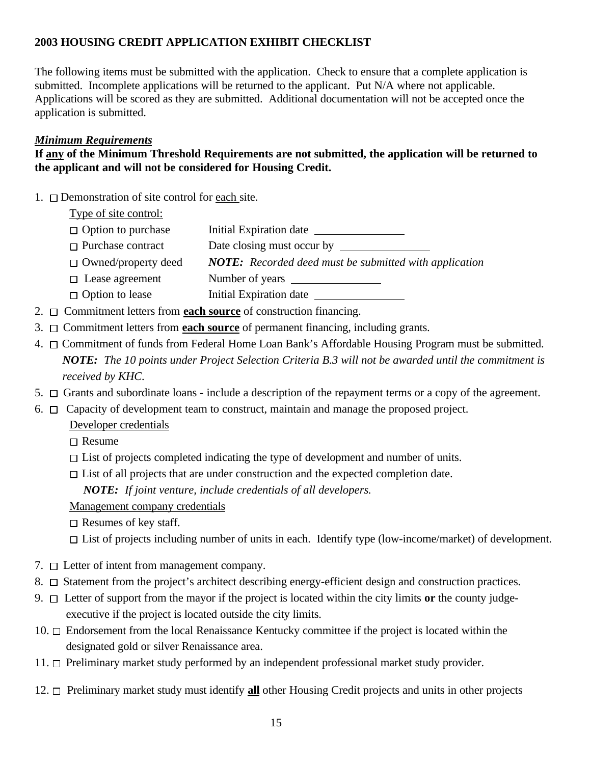**2003 HOUSING CREDIT APPLICATION EXHIBIT CHECKLIST**

The following items must be submitted with the application. Check to ensure that a complete application is submitted. Incomplete applications will be returned to the applicant. Put N/A where not applicable. Applications will be scored as they are submitted. Additional documentation will not be accepted once the application is submitted.

***Minimum Requirements***

**If any of the Minimum Threshold Requirements are not submitted, the application will be returned to the applicant and will not be considered for Housing Credit.**

1. ☐ Demonstration of site control for each site.

   Type of site control:

   ☐ Option to purchase  Initial Expiration date ________________

   ☐ Purchase contract  Date closing must occur by ________________

   ☐ Owned/property deed  ***NOTE:*** *Recorded deed must be submitted with application*

   ☐ Lease agreement  Number of years ________________

   ☐ Option to lease  Initial Expiration date ________________

2. ☐ Commitment letters from **each source** of construction financing.
3. ☐ Commitment letters from **each source** of permanent financing, including grants.
4. ☐ Commitment of funds from Federal Home Loan Bank's Affordable Housing Program must be submitted. ***NOTE:*** *The 10 points under Project Selection Criteria B.3 will not be awarded until the commitment is received by KHC.*
5. ☐ Grants and subordinate loans - include a description of the repayment terms or a copy of the agreement.
6. ☐ Capacity of development team to construct, maintain and manage the proposed project.

   Developer credentials

   ☐ Resume

   ☐ List of projects completed indicating the type of development and number of units.

   ☐ List of all projects that are under construction and the expected completion date.

   ***NOTE:*** *If joint venture, include credentials of all developers.*

   Management company credentials

   ☐ Resumes of key staff.

   ☐ List of projects including number of units in each. Identify type (low-income/market) of development.

7. ☐ Letter of intent from management company.
8. ☐ Statement from the project's architect describing energy-efficient design and construction practices.
9. ☐ Letter of support from the mayor if the project is located within the city limits **or** the county judge-executive if the project is located outside the city limits.
10. ☐ Endorsement from the local Renaissance Kentucky committee if the project is located within the designated gold or silver Renaissance area.
11. ☐ Preliminary market study performed by an independent professional market study provider.
12. ☐ Preliminary market study must identify **all** other Housing Credit projects and units in other projects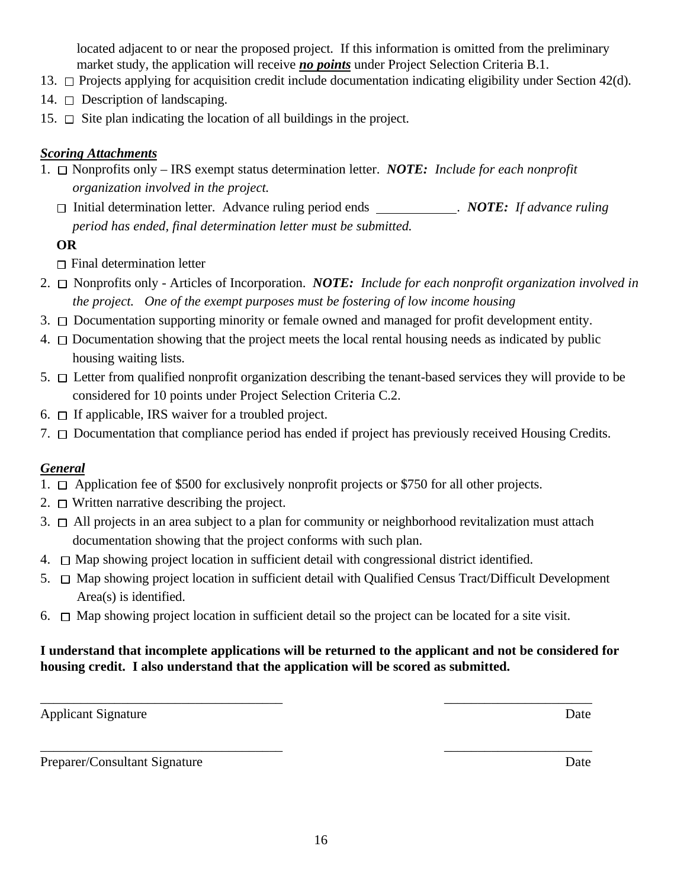located adjacent to or near the proposed project. If this information is omitted from the preliminary market study, the application will receive ***no points*** under Project Selection Criteria B.1.

13. ☐ Projects applying for acquisition credit include documentation indicating eligibility under Section 42(d).
14. ☐ Description of landscaping.
15. ☐ Site plan indicating the location of all buildings in the project.

***Scoring Attachments***

1. ☐ Nonprofits only – IRS exempt status determination letter. ***NOTE:*** *Include for each nonprofit organization involved in the project.*

   ☐ Initial determination letter. Advance ruling period ends ____________. ***NOTE:*** *If advance ruling period has ended, final determination letter must be submitted.*

   **OR**

   ☐ Final determination letter
2. ☐ Nonprofits only - Articles of Incorporation. ***NOTE:*** *Include for each nonprofit organization involved in the project. One of the exempt purposes must be fostering of low income housing*
3. ☐ Documentation supporting minority or female owned and managed for profit development entity.
4. ☐ Documentation showing that the project meets the local rental housing needs as indicated by public housing waiting lists.
5. ☐ Letter from qualified nonprofit organization describing the tenant-based services they will provide to be considered for 10 points under Project Selection Criteria C.2.
6. ☐ If applicable, IRS waiver for a troubled project.
7. ☐ Documentation that compliance period has ended if project has previously received Housing Credits.

***General***

1. ☐ Application fee of $500 for exclusively nonprofit projects or $750 for all other projects.
2. ☐ Written narrative describing the project.
3. ☐ All projects in an area subject to a plan for community or neighborhood revitalization must attach documentation showing that the project conforms with such plan.
4. ☐ Map showing project location in sufficient detail with congressional district identified.
5. ☐ Map showing project location in sufficient detail with Qualified Census Tract/Difficult Development Area(s) is identified.
6. ☐ Map showing project location in sufficient detail so the project can be located for a site visit.

**I understand that incomplete applications will be returned to the applicant and not be considered for housing credit. I also understand that the application will be scored as submitted.**

____________________________________ ______________________

Applicant Signature Date

____________________________________ ______________________

Preparer/Consultant Signature Date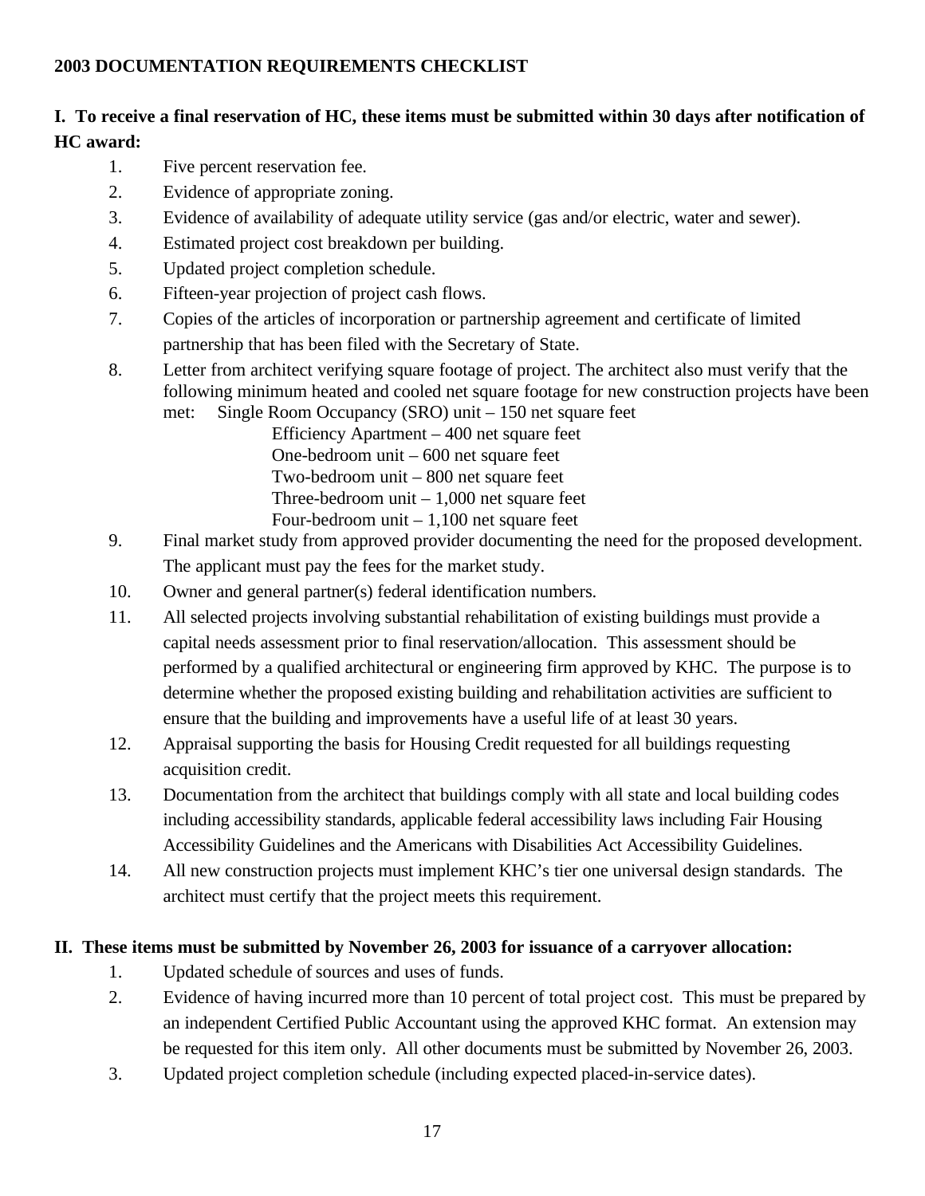**2003 DOCUMENTATION REQUIREMENTS CHECKLIST**

**I. To receive a final reservation of HC, these items must be submitted within 30 days after notification of HC award:**

1. Five percent reservation fee.
2. Evidence of appropriate zoning.
3. Evidence of availability of adequate utility service (gas and/or electric, water and sewer).
4. Estimated project cost breakdown per building.
5. Updated project completion schedule.
6. Fifteen-year projection of project cash flows.
7. Copies of the articles of incorporation or partnership agreement and certificate of limited partnership that has been filed with the Secretary of State.
8. Letter from architect verifying square footage of project. The architect also must verify that the following minimum heated and cooled net square footage for new construction projects have been met: Single Room Occupancy (SRO) unit – 150 net square feet
   Efficiency Apartment – 400 net square feet
   One-bedroom unit – 600 net square feet
   Two-bedroom unit – 800 net square feet
   Three-bedroom unit – 1,000 net square feet
   Four-bedroom unit – 1,100 net square feet
9. Final market study from approved provider documenting the need for the proposed development. The applicant must pay the fees for the market study.
10. Owner and general partner(s) federal identification numbers.
11. All selected projects involving substantial rehabilitation of existing buildings must provide a capital needs assessment prior to final reservation/allocation. This assessment should be performed by a qualified architectural or engineering firm approved by KHC. The purpose is to determine whether the proposed existing building and rehabilitation activities are sufficient to ensure that the building and improvements have a useful life of at least 30 years.
12. Appraisal supporting the basis for Housing Credit requested for all buildings requesting acquisition credit.
13. Documentation from the architect that buildings comply with all state and local building codes including accessibility standards, applicable federal accessibility laws including Fair Housing Accessibility Guidelines and the Americans with Disabilities Act Accessibility Guidelines.
14. All new construction projects must implement KHC's tier one universal design standards. The architect must certify that the project meets this requirement.

**II. These items must be submitted by November 26, 2003 for issuance of a carryover allocation:**

1. Updated schedule of sources and uses of funds.
2. Evidence of having incurred more than 10 percent of total project cost. This must be prepared by an independent Certified Public Accountant using the approved KHC format. An extension may be requested for this item only. All other documents must be submitted by November 26, 2003.
3. Updated project completion schedule (including expected placed-in-service dates).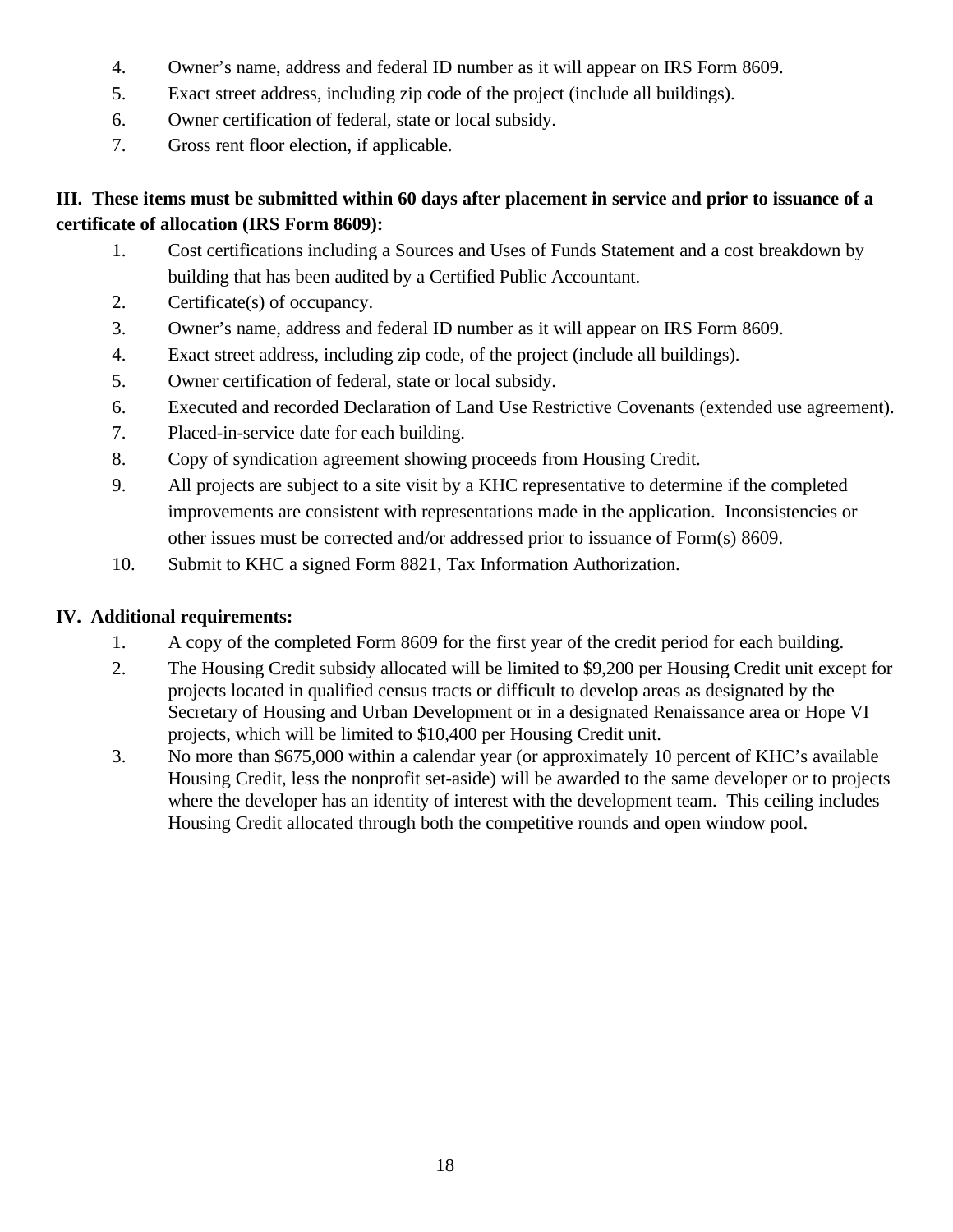4. Owner's name, address and federal ID number as it will appear on IRS Form 8609.
5. Exact street address, including zip code of the project (include all buildings).
6. Owner certification of federal, state or local subsidy.
7. Gross rent floor election, if applicable.

**III. These items must be submitted within 60 days after placement in service and prior to issuance of a certificate of allocation (IRS Form 8609):**

1. Cost certifications including a Sources and Uses of Funds Statement and a cost breakdown by building that has been audited by a Certified Public Accountant.
2. Certificate(s) of occupancy.
3. Owner's name, address and federal ID number as it will appear on IRS Form 8609.
4. Exact street address, including zip code, of the project (include all buildings).
5. Owner certification of federal, state or local subsidy.
6. Executed and recorded Declaration of Land Use Restrictive Covenants (extended use agreement).
7. Placed-in-service date for each building.
8. Copy of syndication agreement showing proceeds from Housing Credit.
9. All projects are subject to a site visit by a KHC representative to determine if the completed improvements are consistent with representations made in the application. Inconsistencies or other issues must be corrected and/or addressed prior to issuance of Form(s) 8609.
10. Submit to KHC a signed Form 8821, Tax Information Authorization.

**IV. Additional requirements:**

1. A copy of the completed Form 8609 for the first year of the credit period for each building.
2. The Housing Credit subsidy allocated will be limited to $9,200 per Housing Credit unit except for projects located in qualified census tracts or difficult to develop areas as designated by the Secretary of Housing and Urban Development or in a designated Renaissance area or Hope VI projects, which will be limited to $10,400 per Housing Credit unit.
3. No more than $675,000 within a calendar year (or approximately 10 percent of KHC's available Housing Credit, less the nonprofit set-aside) will be awarded to the same developer or to projects where the developer has an identity of interest with the development team. This ceiling includes Housing Credit allocated through both the competitive rounds and open window pool.